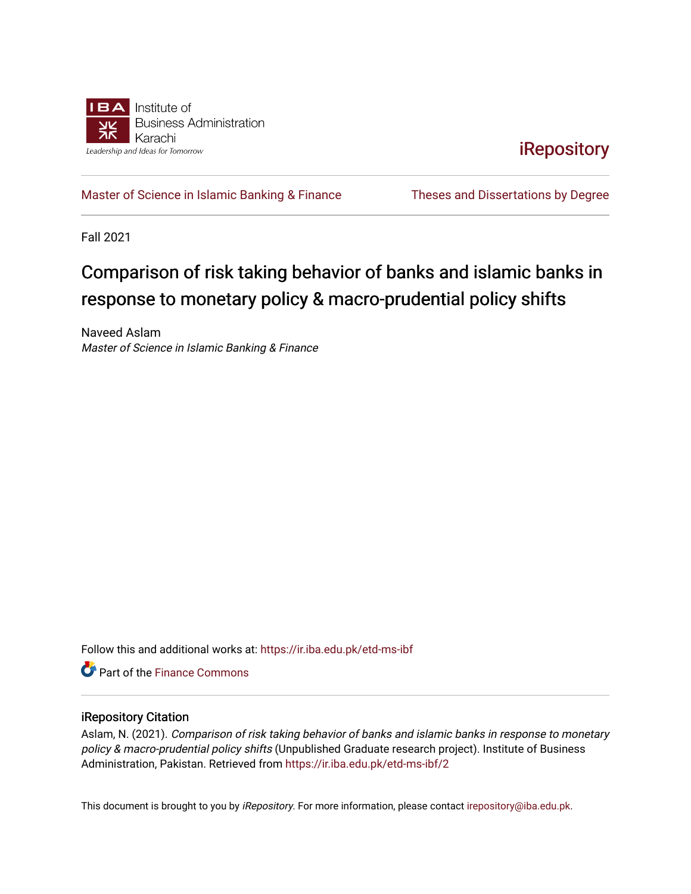Institute of Business Administration Karachi

Leadership and Ideas for Tomorrow

iRepository

Master of Science in Islamic Banking & Finance | Theses and Dissertations by Degree

Fall 2021

# Comparison of risk taking behavior of banks and islamic banks in response to monetary policy & macro-prudential policy shifts

Naveed Aslam

*Master of Science in Islamic Banking & Finance*

Follow this and additional works at: https://ir.iba.edu.pk/etd-ms-ibf

Part of the Finance Commons

## iRepository Citation

Aslam, N. (2021). *Comparison of risk taking behavior of banks and islamic banks in response to monetary policy & macro-prudential policy shifts* (Unpublished Graduate research project). Institute of Business Administration, Pakistan. Retrieved from https://ir.iba.edu.pk/etd-ms-ibf/2

This document is brought to you by *iRepository*. For more information, please contact irepository@iba.edu.pk.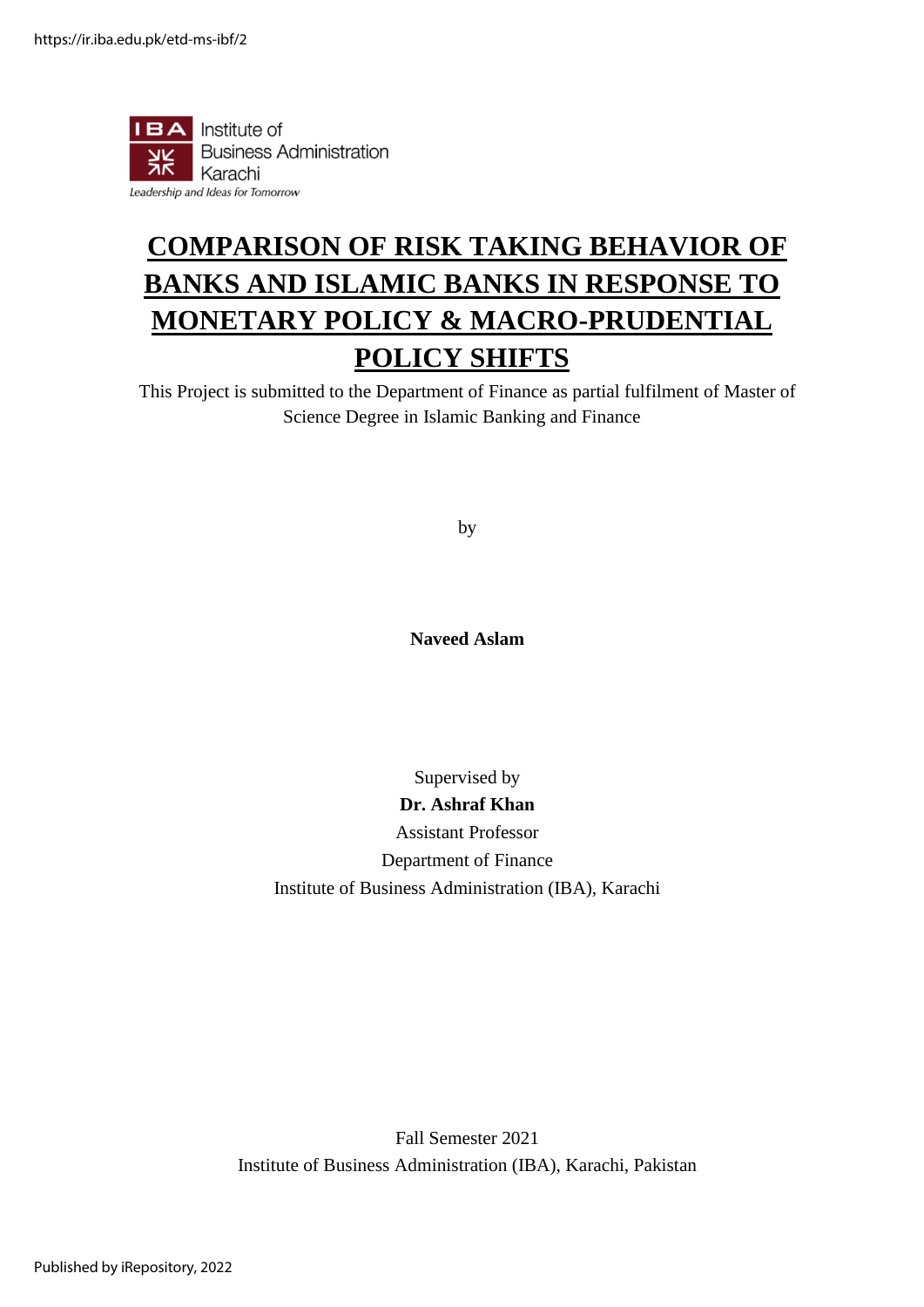Institute of Business Administration Karachi

*Leadership and Ideas for Tomorrow*

# COMPARISON OF RISK TAKING BEHAVIOR OF BANKS AND ISLAMIC BANKS IN RESPONSE TO MONETARY POLICY & MACRO-PRUDENTIAL POLICY SHIFTS

This Project is submitted to the Department of Finance as partial fulfilment of Master of Science Degree in Islamic Banking and Finance

by

**Naveed Aslam**

Supervised by

**Dr. Ashraf Khan**

Assistant Professor

Department of Finance

Institute of Business Administration (IBA), Karachi

Fall Semester 2021

Institute of Business Administration (IBA), Karachi, Pakistan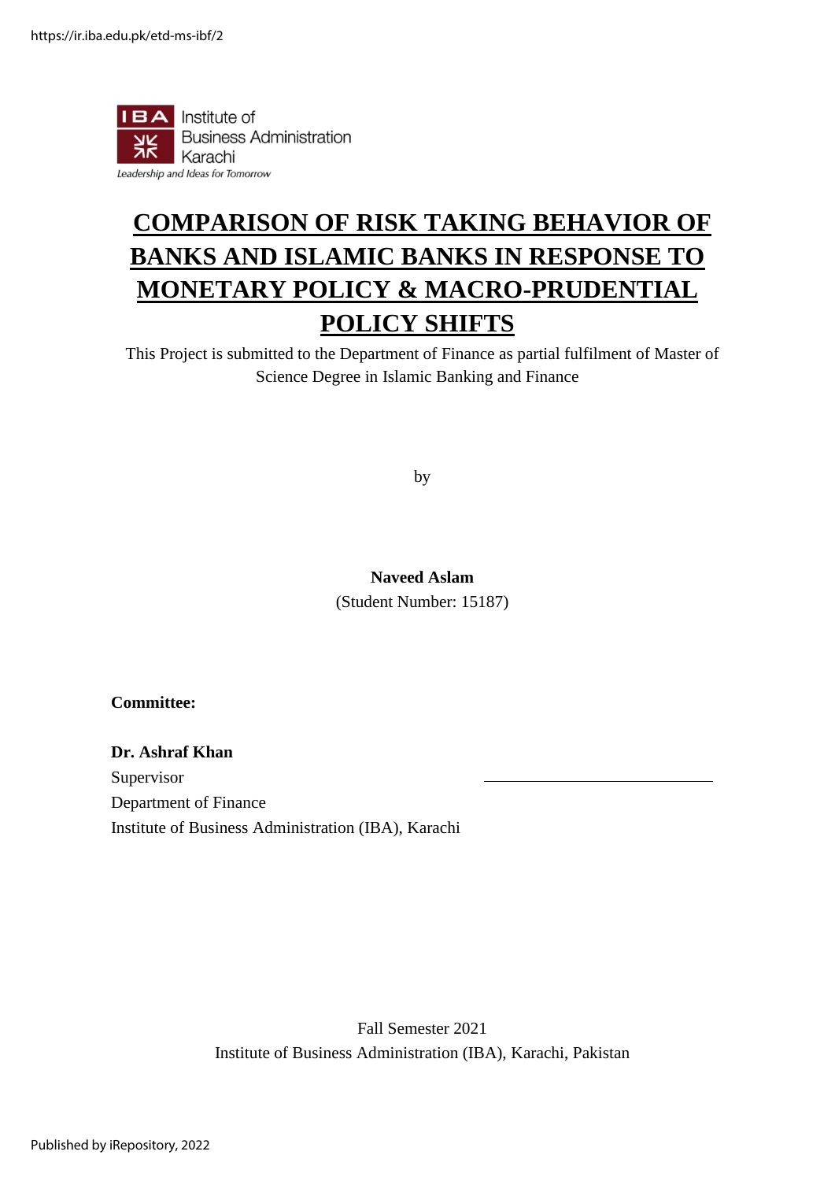# COMPARISON OF RISK TAKING BEHAVIOR OF BANKS AND ISLAMIC BANKS IN RESPONSE TO MONETARY POLICY & MACRO-PRUDENTIAL POLICY SHIFTS

This Project is submitted to the Department of Finance as partial fulfilment of Master of Science Degree in Islamic Banking and Finance

by

**Naveed Aslam**
(Student Number: 15187)

**Committee:**

**Dr. Ashraf Khan**
Supervisor
Department of Finance
Institute of Business Administration (IBA), Karachi

Fall Semester 2021
Institute of Business Administration (IBA), Karachi, Pakistan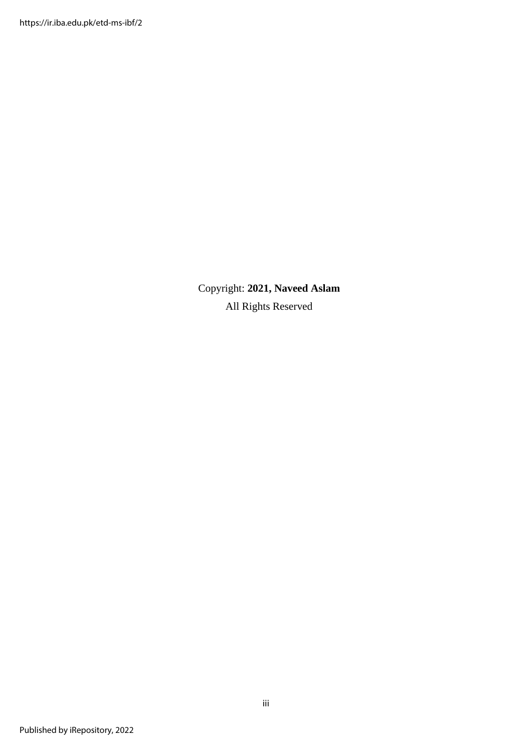Copyright: **2021, Naveed Aslam**

All Rights Reserved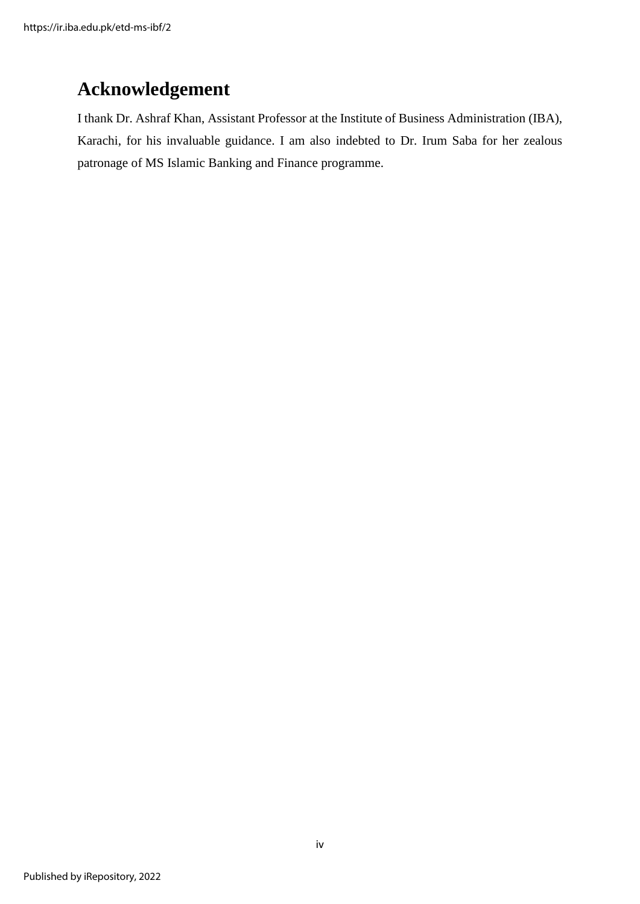# Acknowledgement

I thank Dr. Ashraf Khan, Assistant Professor at the Institute of Business Administration (IBA), Karachi, for his invaluable guidance. I am also indebted to Dr. Irum Saba for her zealous patronage of MS Islamic Banking and Finance programme.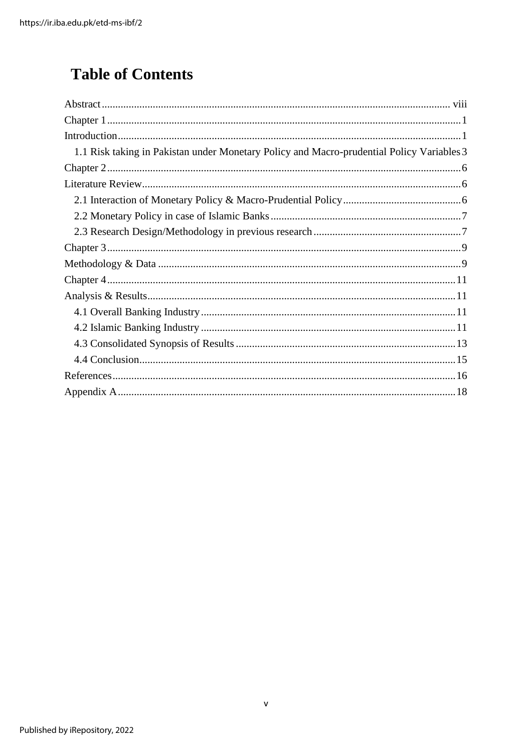# Table of Contents

Abstract ........................................................................................................................ viii
Chapter 1 .......................................................................................................................... 1
Introduction ...................................................................................................................... 1
  1.1 Risk taking in Pakistan under Monetary Policy and Macro-prudential Policy Variables 3
Chapter 2 .......................................................................................................................... 6
Literature Review ............................................................................................................. 6
  2.1 Interaction of Monetary Policy & Macro-Prudential Policy .......................................... 6
  2.2 Monetary Policy in case of Islamic Banks ...................................................................... 7
  2.3 Research Design/Methodology in previous research ..................................................... 7
Chapter 3 .......................................................................................................................... 9
Methodology & Data ........................................................................................................ 9
Chapter 4 ........................................................................................................................ 11
Analysis & Results .......................................................................................................... 11
  4.1 Overall Banking Industry .............................................................................................. 11
  4.2 Islamic Banking Industry .............................................................................................. 11
  4.3 Consolidated Synopsis of Results ................................................................................. 13
  4.4 Conclusion ..................................................................................................................... 15
References ....................................................................................................................... 16
Appendix A ...................................................................................................................... 18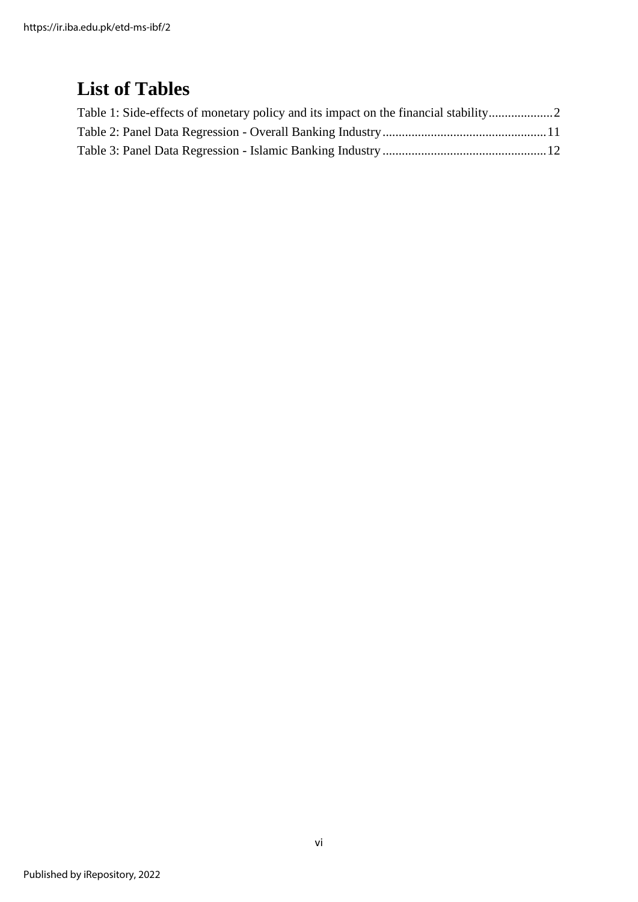# List of Tables

Table 1: Side-effects of monetary policy and its impact on the financial stability....................2

Table 2: Panel Data Regression - Overall Banking Industry..................................................11

Table 3: Panel Data Regression - Islamic Banking Industry..................................................12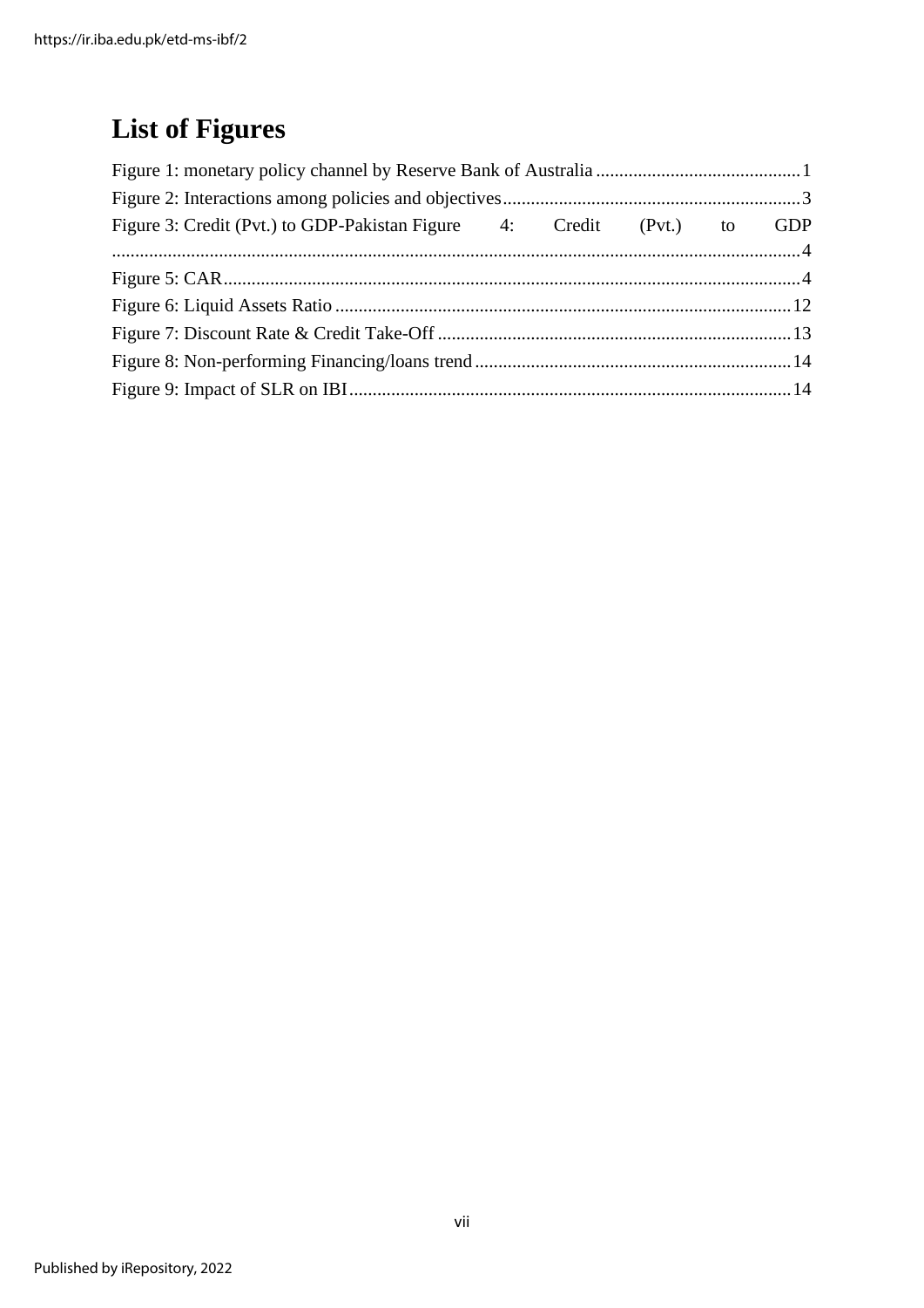# List of Figures

Figure 1: monetary policy channel by Reserve Bank of Australia ........................................... 1
Figure 2: Interactions among policies and objectives ............................................................... 3
Figure 3: Credit (Pvt.) to GDP-Pakistan Figure 4: Credit (Pvt.) to GDP .................................................................................................................................. 4
Figure 5: CAR .......................................................................................................................... 4
Figure 6: Liquid Assets Ratio .................................................................................................. 12
Figure 7: Discount Rate & Credit Take-Off ........................................................................... 13
Figure 8: Non-performing Financing/loans trend .................................................................. 14
Figure 9: Impact of SLR on IBI .............................................................................................. 14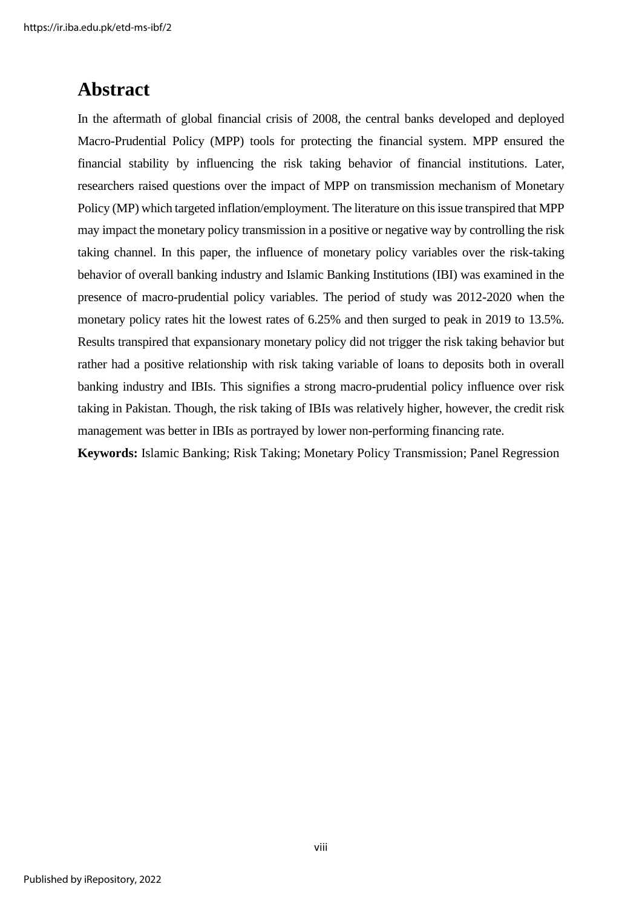# Abstract

In the aftermath of global financial crisis of 2008, the central banks developed and deployed Macro-Prudential Policy (MPP) tools for protecting the financial system. MPP ensured the financial stability by influencing the risk taking behavior of financial institutions. Later, researchers raised questions over the impact of MPP on transmission mechanism of Monetary Policy (MP) which targeted inflation/employment. The literature on this issue transpired that MPP may impact the monetary policy transmission in a positive or negative way by controlling the risk taking channel. In this paper, the influence of monetary policy variables over the risk-taking behavior of overall banking industry and Islamic Banking Institutions (IBI) was examined in the presence of macro-prudential policy variables. The period of study was 2012-2020 when the monetary policy rates hit the lowest rates of 6.25% and then surged to peak in 2019 to 13.5%. Results transpired that expansionary monetary policy did not trigger the risk taking behavior but rather had a positive relationship with risk taking variable of loans to deposits both in overall banking industry and IBIs. This signifies a strong macro-prudential policy influence over risk taking in Pakistan. Though, the risk taking of IBIs was relatively higher, however, the credit risk management was better in IBIs as portrayed by lower non-performing financing rate.

**Keywords:** Islamic Banking; Risk Taking; Monetary Policy Transmission; Panel Regression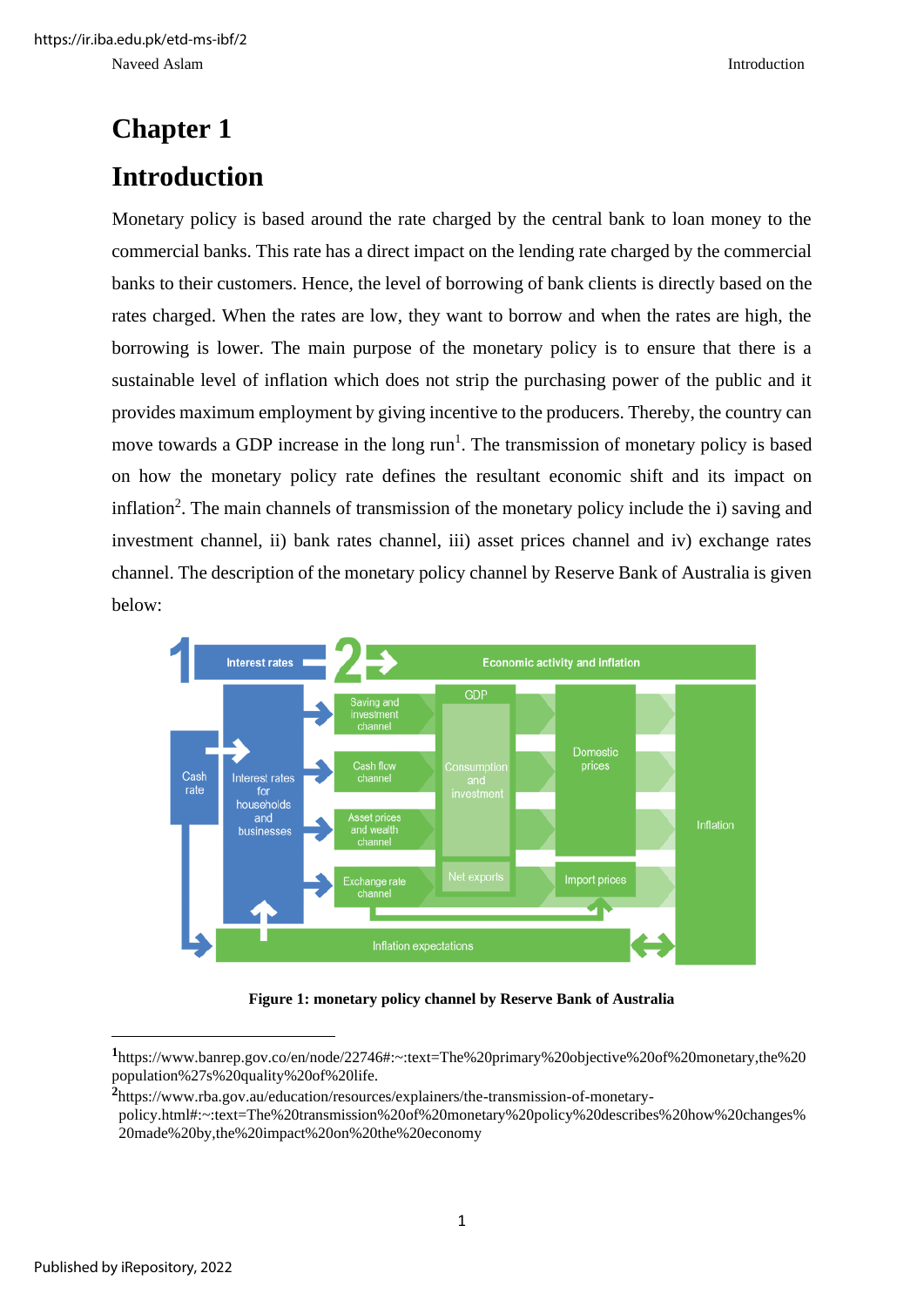# Chapter 1

# Introduction

Monetary policy is based around the rate charged by the central bank to loan money to the commercial banks. This rate has a direct impact on the lending rate charged by the commercial banks to their customers. Hence, the level of borrowing of bank clients is directly based on the rates charged. When the rates are low, they want to borrow and when the rates are high, the borrowing is lower. The main purpose of the monetary policy is to ensure that there is a sustainable level of inflation which does not strip the purchasing power of the public and it provides maximum employment by giving incentive to the producers. Thereby, the country can move towards a GDP increase in the long run[1]. The transmission of monetary policy is based on how the monetary policy rate defines the resultant economic shift and its impact on inflation[2]. The main channels of transmission of the monetary policy include the i) saving and investment channel, ii) bank rates channel, iii) asset prices channel and iv) exchange rates channel. The description of the monetary policy channel by Reserve Bank of Australia is given below:

**Figure 1: monetary policy channel by Reserve Bank of Australia**

---

[1] https://www.banrep.gov.co/en/node/22746#:~:text=The%20primary%20objective%20of%20monetary,the%20population%27s%20quality%20of%20life.

[2] https://www.rba.gov.au/education/resources/explainers/the-transmission-of-monetary-policy.html#:~:text=The%20transmission%20of%20monetary%20policy%20describes%20how%20changes%20made%20by,the%20impact%20on%20the%20economy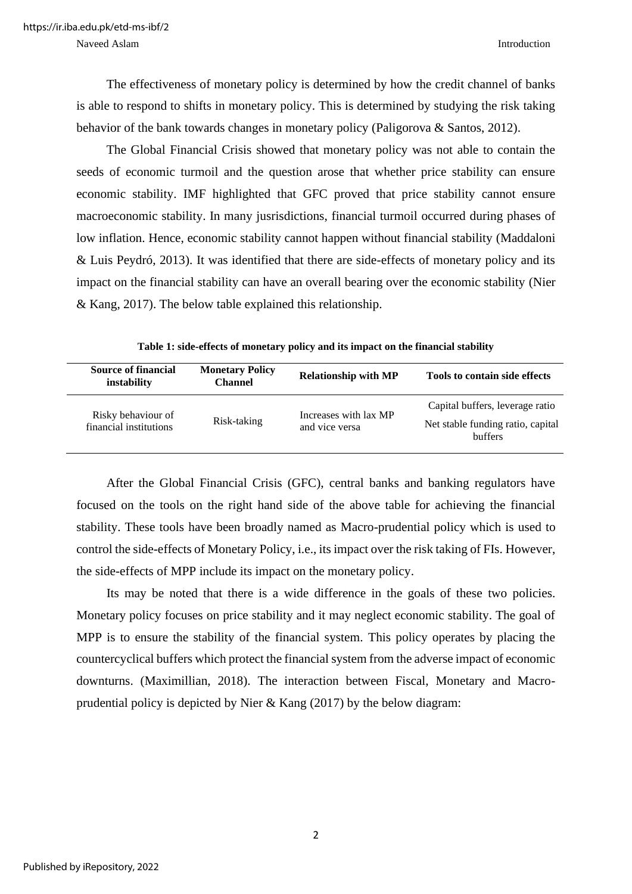The effectiveness of monetary policy is determined by how the credit channel of banks is able to respond to shifts in monetary policy. This is determined by studying the risk taking behavior of the bank towards changes in monetary policy (Paligorova & Santos, 2012).

The Global Financial Crisis showed that monetary policy was not able to contain the seeds of economic turmoil and the question arose that whether price stability can ensure economic stability. IMF highlighted that GFC proved that price stability cannot ensure macroeconomic stability. In many jusrisdictions, financial turmoil occurred during phases of low inflation. Hence, economic stability cannot happen without financial stability (Maddaloni & Luis Peydró, 2013). It was identified that there are side-effects of monetary policy and its impact on the financial stability can have an overall bearing over the economic stability (Nier & Kang, 2017). The below table explained this relationship.

**Table 1: side-effects of monetary policy and its impact on the financial stability**

| Source of financial instability | Monetary Policy Channel | Relationship with MP | Tools to contain side effects |
|---|---|---|---|
| Risky behaviour of financial institutions | Risk-taking | Increases with lax MP and vice versa | Capital buffers, leverage ratio<br>Net stable funding ratio, capital buffers |

After the Global Financial Crisis (GFC), central banks and banking regulators have focused on the tools on the right hand side of the above table for achieving the financial stability. These tools have been broadly named as Macro-prudential policy which is used to control the side-effects of Monetary Policy, i.e., its impact over the risk taking of FIs. However, the side-effects of MPP include its impact on the monetary policy.

Its may be noted that there is a wide difference in the goals of these two policies. Monetary policy focuses on price stability and it may neglect economic stability. The goal of MPP is to ensure the stability of the financial system. This policy operates by placing the countercyclical buffers which protect the financial system from the adverse impact of economic downturns. (Maximillian, 2018). The interaction between Fiscal, Monetary and Macro-prudential policy is depicted by Nier & Kang (2017) by the below diagram: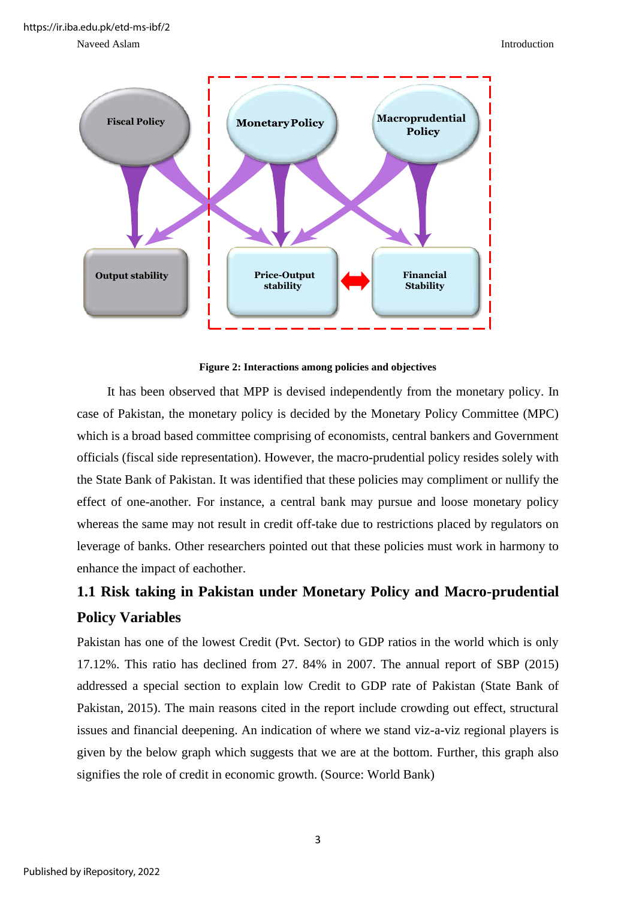**Figure 2: Interactions among policies and objectives**

It has been observed that MPP is devised independently from the monetary policy. In case of Pakistan, the monetary policy is decided by the Monetary Policy Committee (MPC) which is a broad based committee comprising of economists, central bankers and Government officials (fiscal side representation). However, the macro-prudential policy resides solely with the State Bank of Pakistan. It was identified that these policies may compliment or nullify the effect of one-another. For instance, a central bank may pursue and loose monetary policy whereas the same may not result in credit off-take due to restrictions placed by regulators on leverage of banks. Other researchers pointed out that these policies must work in harmony to enhance the impact of eachother.

## 1.1 Risk taking in Pakistan under Monetary Policy and Macro-prudential Policy Variables

Pakistan has one of the lowest Credit (Pvt. Sector) to GDP ratios in the world which is only 17.12%. This ratio has declined from 27. 84% in 2007. The annual report of SBP (2015) addressed a special section to explain low Credit to GDP rate of Pakistan (State Bank of Pakistan, 2015). The main reasons cited in the report include crowding out effect, structural issues and financial deepening. An indication of where we stand viz-a-viz regional players is given by the below graph which suggests that we are at the bottom. Further, this graph also signifies the role of credit in economic growth. (Source: World Bank)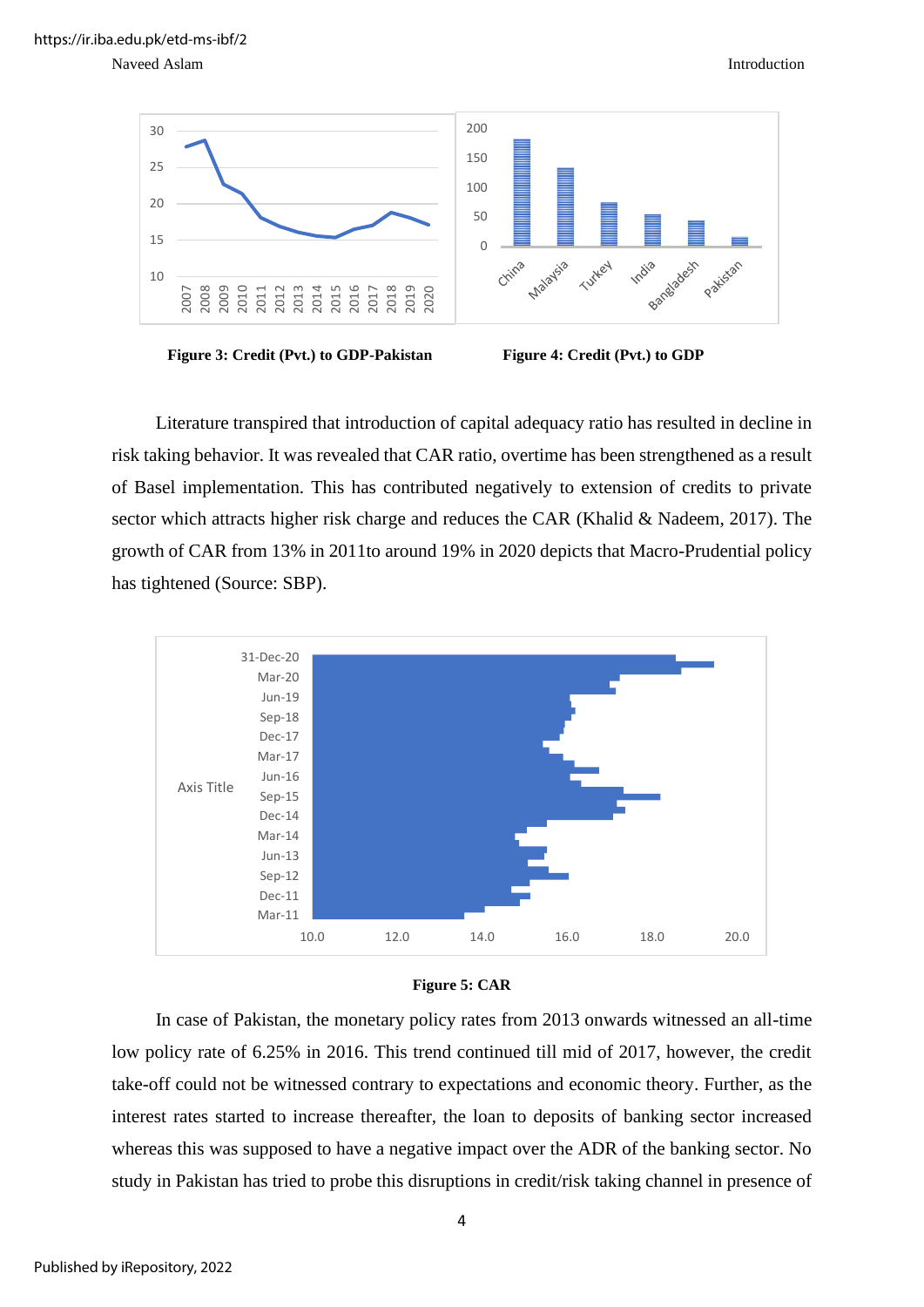**Figure 3: Credit (Pvt.) to GDP-Pakistan**

**Figure 4: Credit (Pvt.) to GDP**

Literature transpired that introduction of capital adequacy ratio has resulted in decline in risk taking behavior. It was revealed that CAR ratio, overtime has been strengthened as a result of Basel implementation. This has contributed negatively to extension of credits to private sector which attracts higher risk charge and reduces the CAR (Khalid & Nadeem, 2017). The growth of CAR from 13% in 2011to around 19% in 2020 depicts that Macro-Prudential policy has tightened (Source: SBP).

**Figure 5: CAR**

In case of Pakistan, the monetary policy rates from 2013 onwards witnessed an all-time low policy rate of 6.25% in 2016. This trend continued till mid of 2017, however, the credit take-off could not be witnessed contrary to expectations and economic theory. Further, as the interest rates started to increase thereafter, the loan to deposits of banking sector increased whereas this was supposed to have a negative impact over the ADR of the banking sector. No study in Pakistan has tried to probe this disruptions in credit/risk taking channel in presence of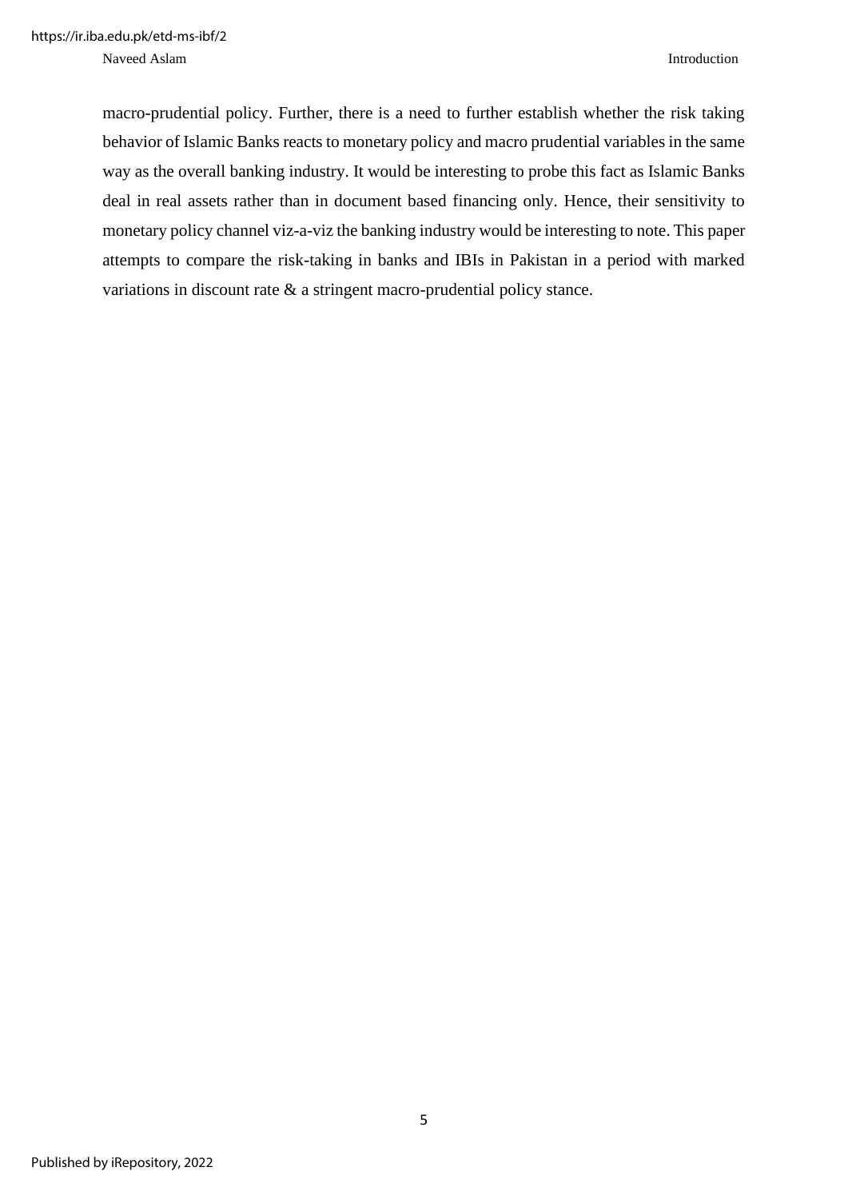macro-prudential policy. Further, there is a need to further establish whether the risk taking behavior of Islamic Banks reacts to monetary policy and macro prudential variables in the same way as the overall banking industry. It would be interesting to probe this fact as Islamic Banks deal in real assets rather than in document based financing only. Hence, their sensitivity to monetary policy channel viz-a-viz the banking industry would be interesting to note. This paper attempts to compare the risk-taking in banks and IBIs in Pakistan in a period with marked variations in discount rate & a stringent macro-prudential policy stance.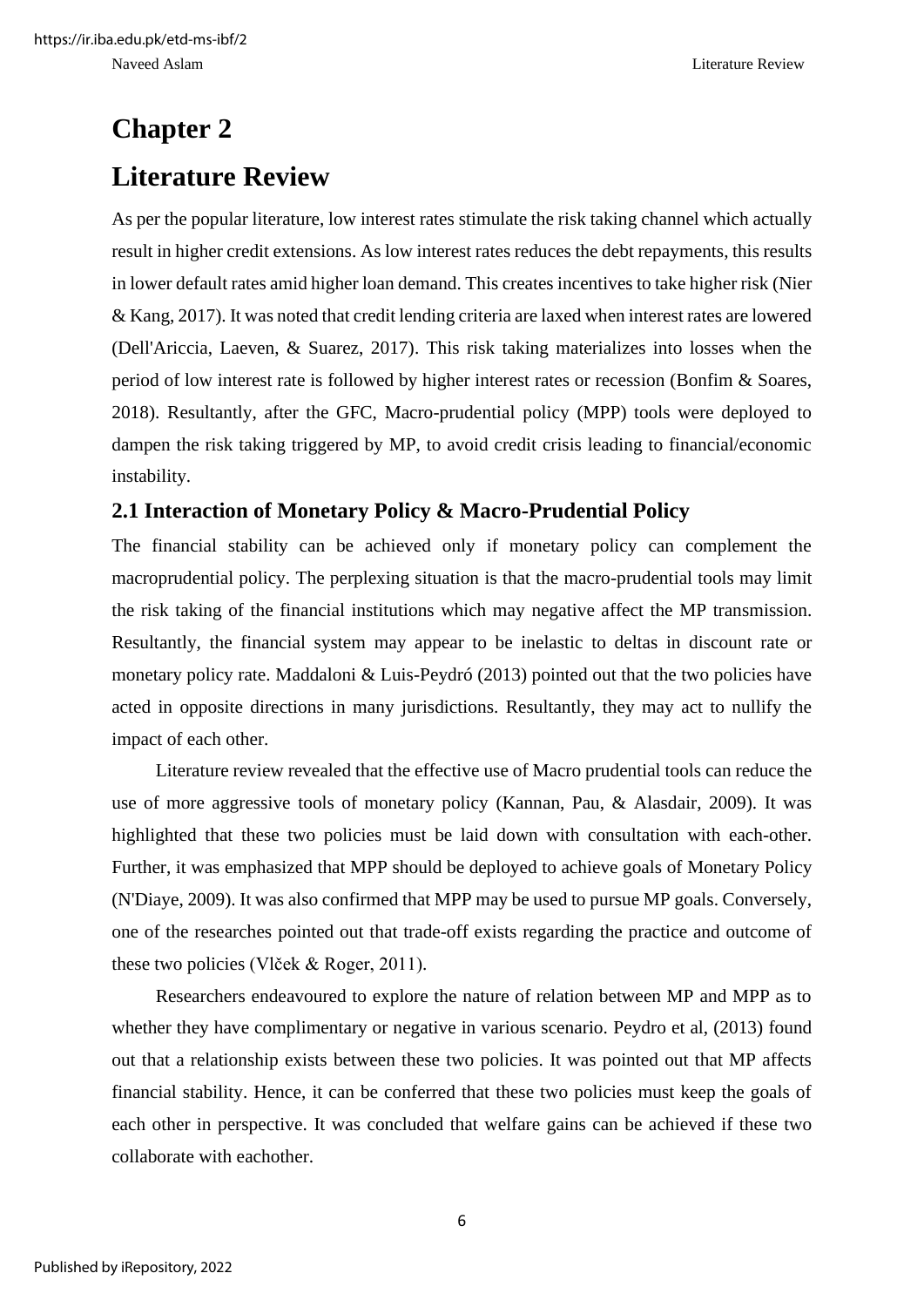# Chapter 2

# Literature Review

As per the popular literature, low interest rates stimulate the risk taking channel which actually result in higher credit extensions. As low interest rates reduces the debt repayments, this results in lower default rates amid higher loan demand. This creates incentives to take higher risk (Nier & Kang, 2017). It was noted that credit lending criteria are laxed when interest rates are lowered (Dell'Ariccia, Laeven, & Suarez, 2017). This risk taking materializes into losses when the period of low interest rate is followed by higher interest rates or recession (Bonfim & Soares, 2018). Resultantly, after the GFC, Macro-prudential policy (MPP) tools were deployed to dampen the risk taking triggered by MP, to avoid credit crisis leading to financial/economic instability.

## 2.1 Interaction of Monetary Policy & Macro-Prudential Policy

The financial stability can be achieved only if monetary policy can complement the macroprudential policy. The perplexing situation is that the macro-prudential tools may limit the risk taking of the financial institutions which may negative affect the MP transmission. Resultantly, the financial system may appear to be inelastic to deltas in discount rate or monetary policy rate. Maddaloni & Luis-Peydró (2013) pointed out that the two policies have acted in opposite directions in many jurisdictions. Resultantly, they may act to nullify the impact of each other.

Literature review revealed that the effective use of Macro prudential tools can reduce the use of more aggressive tools of monetary policy (Kannan, Pau, & Alasdair, 2009). It was highlighted that these two policies must be laid down with consultation with each-other. Further, it was emphasized that MPP should be deployed to achieve goals of Monetary Policy (N'Diaye, 2009). It was also confirmed that MPP may be used to pursue MP goals. Conversely, one of the researches pointed out that trade-off exists regarding the practice and outcome of these two policies (Vlček & Roger, 2011).

Researchers endeavoured to explore the nature of relation between MP and MPP as to whether they have complimentary or negative in various scenario. Peydro et al, (2013) found out that a relationship exists between these two policies. It was pointed out that MP affects financial stability. Hence, it can be conferred that these two policies must keep the goals of each other in perspective. It was concluded that welfare gains can be achieved if these two collaborate with eachother.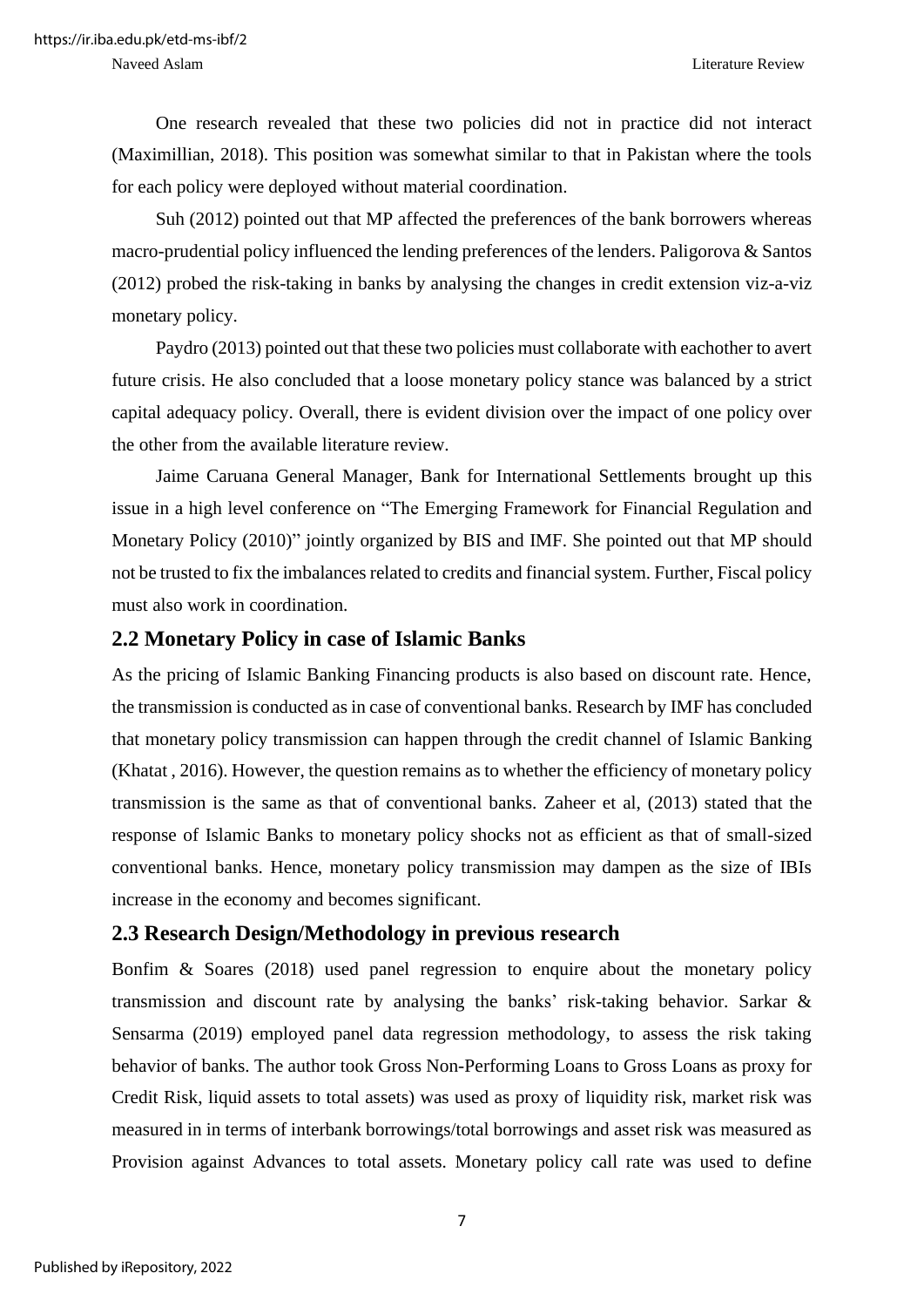One research revealed that these two policies did not in practice did not interact (Maximillian, 2018). This position was somewhat similar to that in Pakistan where the tools for each policy were deployed without material coordination.

Suh (2012) pointed out that MP affected the preferences of the bank borrowers whereas macro-prudential policy influenced the lending preferences of the lenders. Paligorova & Santos (2012) probed the risk-taking in banks by analysing the changes in credit extension viz-a-viz monetary policy.

Paydro (2013) pointed out that these two policies must collaborate with eachother to avert future crisis. He also concluded that a loose monetary policy stance was balanced by a strict capital adequacy policy. Overall, there is evident division over the impact of one policy over the other from the available literature review.

Jaime Caruana General Manager, Bank for International Settlements brought up this issue in a high level conference on "The Emerging Framework for Financial Regulation and Monetary Policy (2010)" jointly organized by BIS and IMF. She pointed out that MP should not be trusted to fix the imbalances related to credits and financial system. Further, Fiscal policy must also work in coordination.

## 2.2 Monetary Policy in case of Islamic Banks

As the pricing of Islamic Banking Financing products is also based on discount rate. Hence, the transmission is conducted as in case of conventional banks. Research by IMF has concluded that monetary policy transmission can happen through the credit channel of Islamic Banking (Khatat , 2016). However, the question remains as to whether the efficiency of monetary policy transmission is the same as that of conventional banks. Zaheer et al, (2013) stated that the response of Islamic Banks to monetary policy shocks not as efficient as that of small-sized conventional banks. Hence, monetary policy transmission may dampen as the size of IBIs increase in the economy and becomes significant.

## 2.3 Research Design/Methodology in previous research

Bonfim & Soares (2018) used panel regression to enquire about the monetary policy transmission and discount rate by analysing the banks' risk-taking behavior. Sarkar & Sensarma (2019) employed panel data regression methodology, to assess the risk taking behavior of banks. The author took Gross Non-Performing Loans to Gross Loans as proxy for Credit Risk, liquid assets to total assets) was used as proxy of liquidity risk, market risk was measured in in terms of interbank borrowings/total borrowings and asset risk was measured as Provision against Advances to total assets. Monetary policy call rate was used to define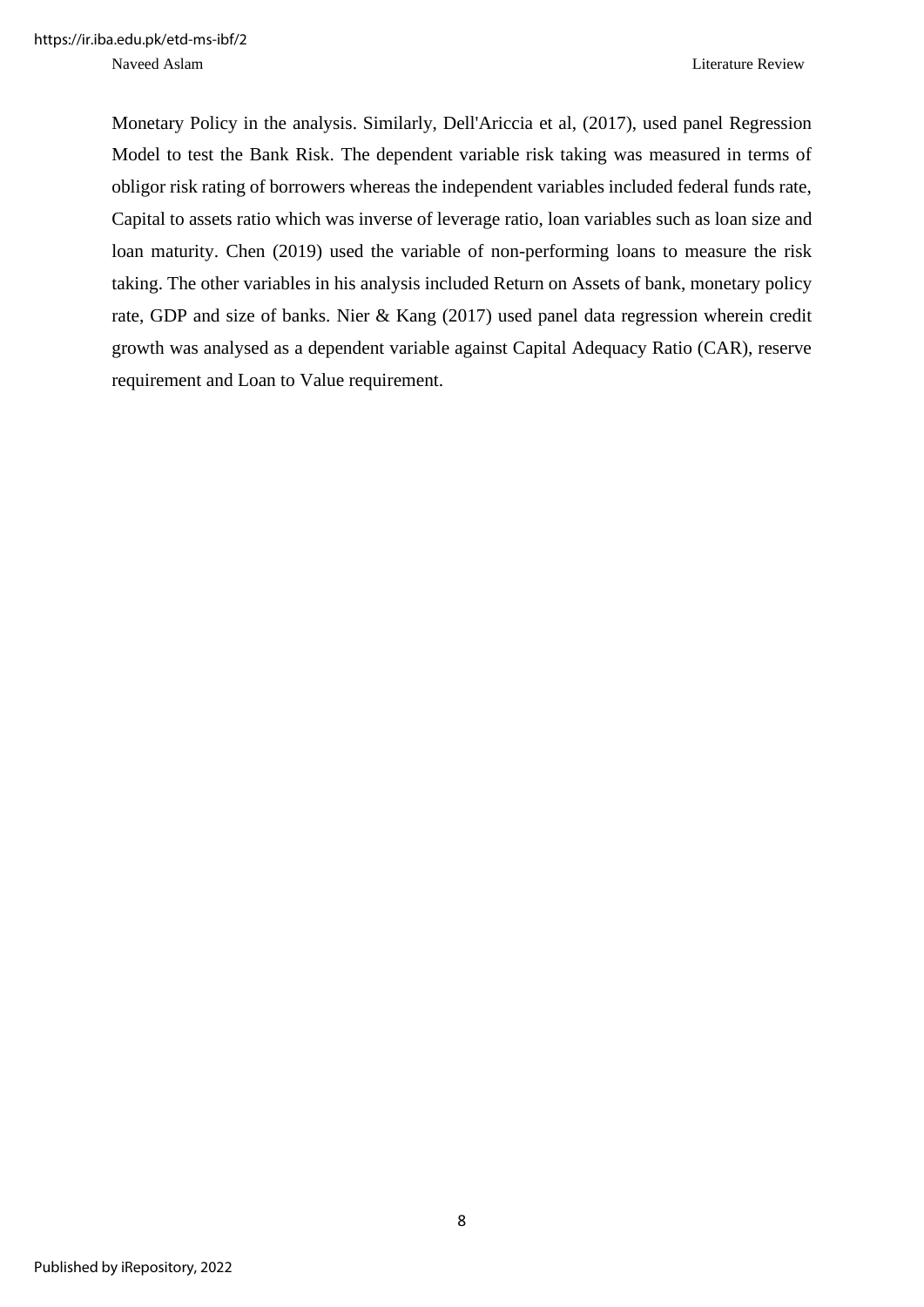Monetary Policy in the analysis. Similarly, Dell'Ariccia et al, (2017), used panel Regression Model to test the Bank Risk. The dependent variable risk taking was measured in terms of obligor risk rating of borrowers whereas the independent variables included federal funds rate, Capital to assets ratio which was inverse of leverage ratio, loan variables such as loan size and loan maturity. Chen (2019) used the variable of non-performing loans to measure the risk taking. The other variables in his analysis included Return on Assets of bank, monetary policy rate, GDP and size of banks. Nier & Kang (2017) used panel data regression wherein credit growth was analysed as a dependent variable against Capital Adequacy Ratio (CAR), reserve requirement and Loan to Value requirement.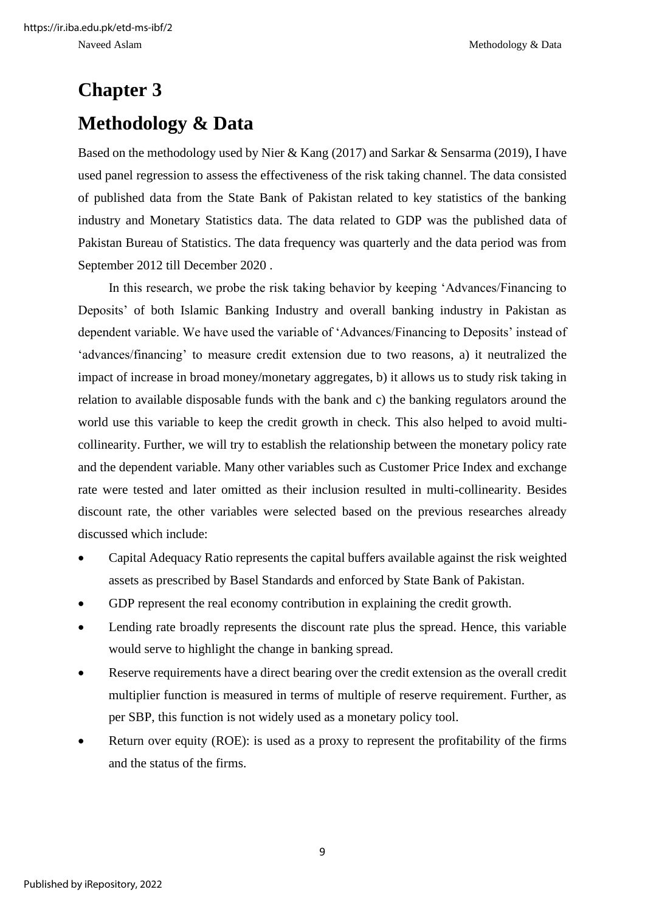# Chapter 3

# Methodology & Data

Based on the methodology used by Nier & Kang (2017) and Sarkar & Sensarma (2019), I have used panel regression to assess the effectiveness of the risk taking channel. The data consisted of published data from the State Bank of Pakistan related to key statistics of the banking industry and Monetary Statistics data. The data related to GDP was the published data of Pakistan Bureau of Statistics. The data frequency was quarterly and the data period was from September 2012 till December 2020 .

In this research, we probe the risk taking behavior by keeping 'Advances/Financing to Deposits' of both Islamic Banking Industry and overall banking industry in Pakistan as dependent variable. We have used the variable of 'Advances/Financing to Deposits' instead of 'advances/financing' to measure credit extension due to two reasons, a) it neutralized the impact of increase in broad money/monetary aggregates, b) it allows us to study risk taking in relation to available disposable funds with the bank and c) the banking regulators around the world use this variable to keep the credit growth in check. This also helped to avoid multi-collinearity. Further, we will try to establish the relationship between the monetary policy rate and the dependent variable. Many other variables such as Customer Price Index and exchange rate were tested and later omitted as their inclusion resulted in multi-collinearity. Besides discount rate, the other variables were selected based on the previous researches already discussed which include:

- Capital Adequacy Ratio represents the capital buffers available against the risk weighted assets as prescribed by Basel Standards and enforced by State Bank of Pakistan.
- GDP represent the real economy contribution in explaining the credit growth.
- Lending rate broadly represents the discount rate plus the spread. Hence, this variable would serve to highlight the change in banking spread.
- Reserve requirements have a direct bearing over the credit extension as the overall credit multiplier function is measured in terms of multiple of reserve requirement. Further, as per SBP, this function is not widely used as a monetary policy tool.
- Return over equity (ROE): is used as a proxy to represent the profitability of the firms and the status of the firms.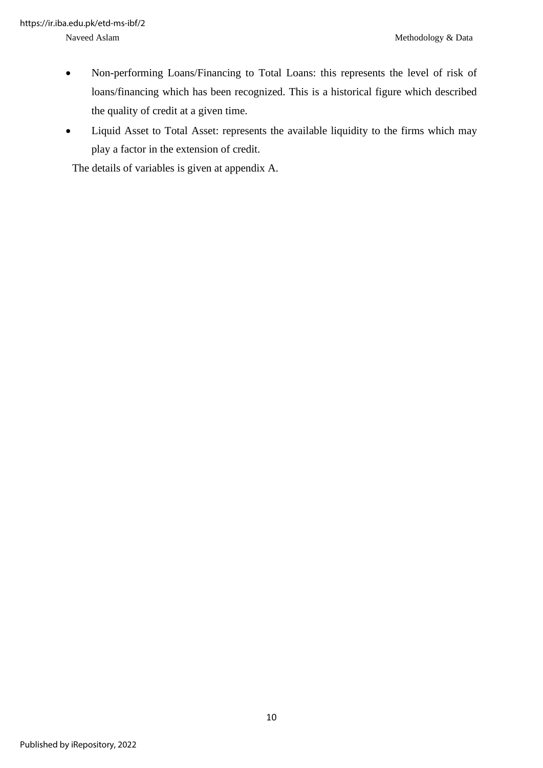- Non-performing Loans/Financing to Total Loans: this represents the level of risk of loans/financing which has been recognized. This is a historical figure which described the quality of credit at a given time.
- Liquid Asset to Total Asset: represents the available liquidity to the firms which may play a factor in the extension of credit.

The details of variables is given at appendix A.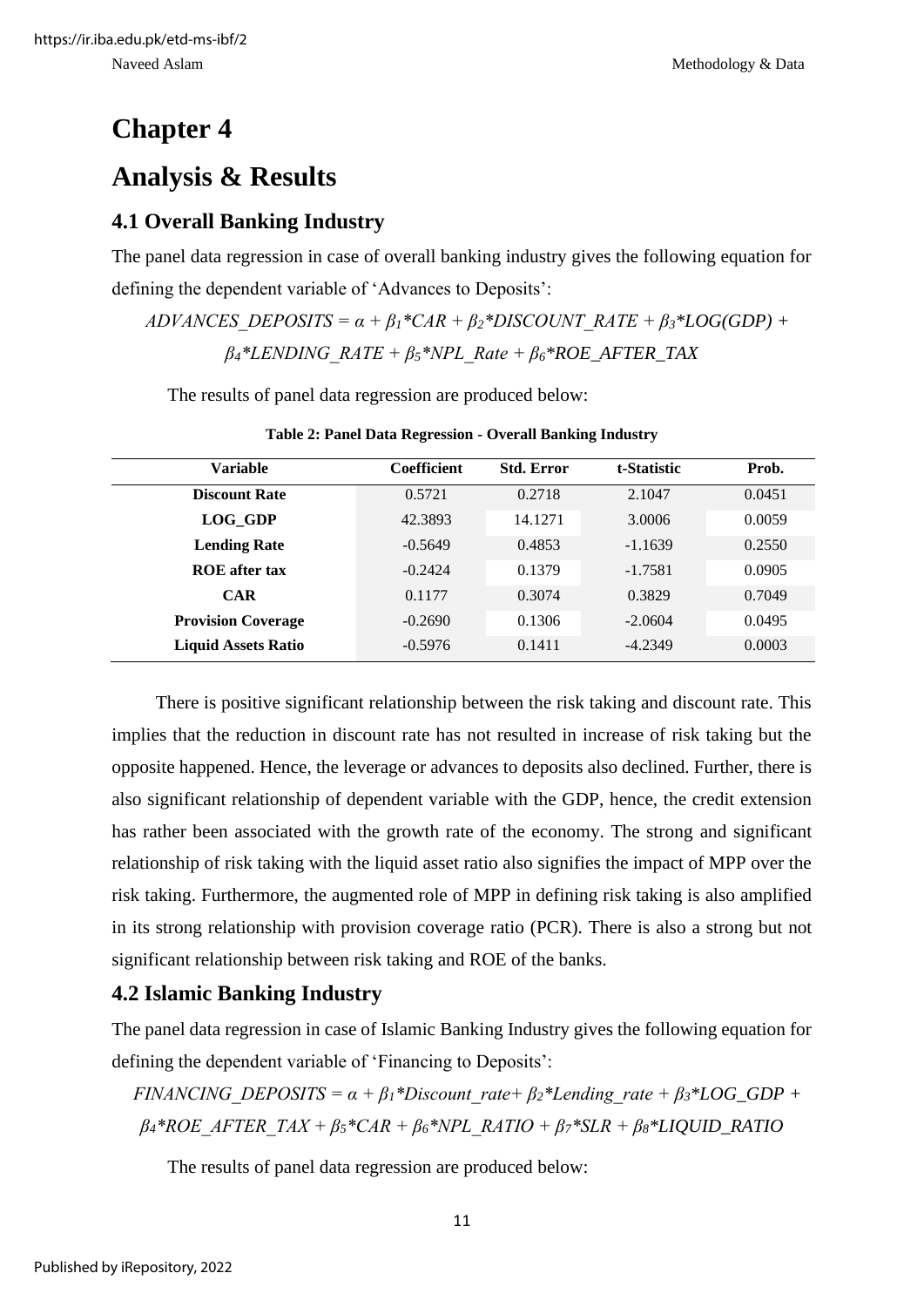# Chapter 4

# Analysis & Results

## 4.1 Overall Banking Industry

The panel data regression in case of overall banking industry gives the following equation for defining the dependent variable of 'Advances to Deposits':

$$ADVANCES\_DEPOSITS = \alpha + \beta_1 * CAR + \beta_2 * DISCOUNT\_RATE + \beta_3 * LOG(GDP) + \beta_4 * LENDING\_RATE + \beta_5 * NPL\_Rate + \beta_6 * ROE\_AFTER\_TAX$$

The results of panel data regression are produced below:

**Table 2: Panel Data Regression - Overall Banking Industry**

| Variable | Coefficient | Std. Error | t-Statistic | Prob. |
|---|---|---|---|---|
| **Discount Rate** | 0.5721 | 0.2718 | 2.1047 | 0.0451 |
| **LOG_GDP** | 42.3893 | 14.1271 | 3.0006 | 0.0059 |
| **Lending Rate** | -0.5649 | 0.4853 | -1.1639 | 0.2550 |
| **ROE after tax** | -0.2424 | 0.1379 | -1.7581 | 0.0905 |
| **CAR** | 0.1177 | 0.3074 | 0.3829 | 0.7049 |
| **Provision Coverage** | -0.2690 | 0.1306 | -2.0604 | 0.0495 |
| **Liquid Assets Ratio** | -0.5976 | 0.1411 | -4.2349 | 0.0003 |

There is positive significant relationship between the risk taking and discount rate. This implies that the reduction in discount rate has not resulted in increase of risk taking but the opposite happened. Hence, the leverage or advances to deposits also declined. Further, there is also significant relationship of dependent variable with the GDP, hence, the credit extension has rather been associated with the growth rate of the economy. The strong and significant relationship of risk taking with the liquid asset ratio also signifies the impact of MPP over the risk taking. Furthermore, the augmented role of MPP in defining risk taking is also amplified in its strong relationship with provision coverage ratio (PCR). There is also a strong but not significant relationship between risk taking and ROE of the banks.

## 4.2 Islamic Banking Industry

The panel data regression in case of Islamic Banking Industry gives the following equation for defining the dependent variable of 'Financing to Deposits':

$$FINANCING\_DEPOSITS = \alpha + \beta_1 * Discount\_rate + \beta_2 * Lending\_rate + \beta_3 * LOG\_GDP + \beta_4 * ROE\_AFTER\_TAX + \beta_5 * CAR + \beta_6 * NPL\_RATIO + \beta_7 * SLR + \beta_8 * LIQUID\_RATIO$$

The results of panel data regression are produced below: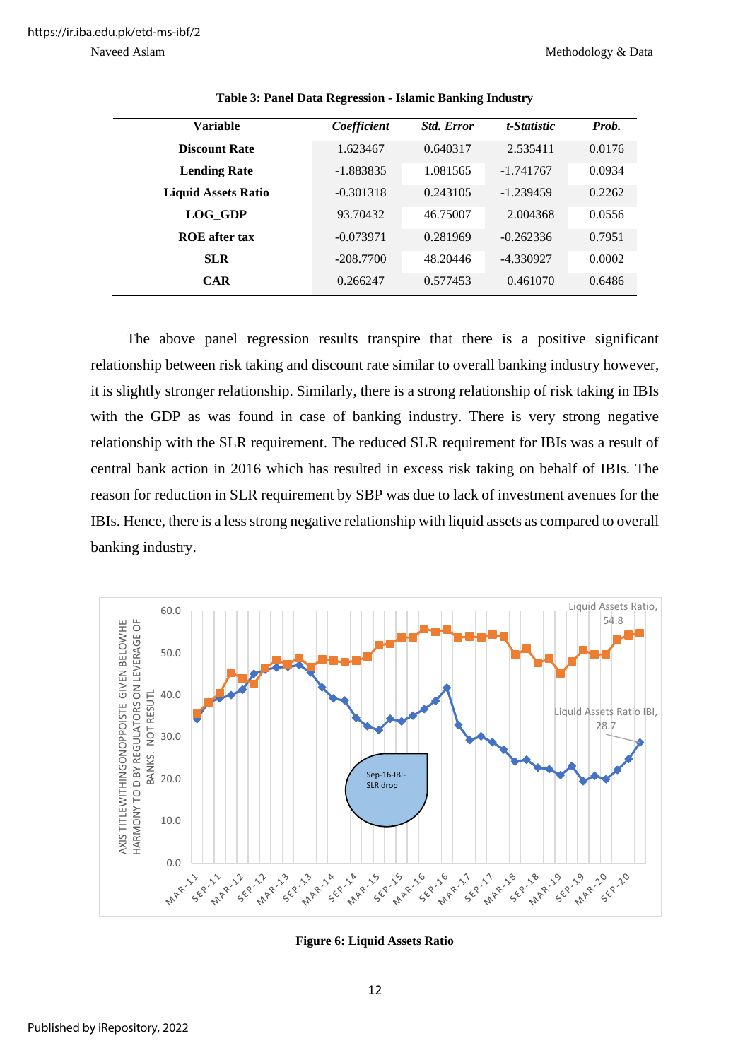**Table 3: Panel Data Regression - Islamic Banking Industry**

| Variable | *Coefficient* | *Std. Error* | *t-Statistic* | *Prob.* |
|---|---|---|---|---|
| **Discount Rate** | 1.623467 | 0.640317 | 2.535411 | 0.0176 |
| **Lending Rate** | -1.883835 | 1.081565 | -1.741767 | 0.0934 |
| **Liquid Assets Ratio** | -0.301318 | 0.243105 | -1.239459 | 0.2262 |
| **LOG_GDP** | 93.70432 | 46.75007 | 2.004368 | 0.0556 |
| **ROE after tax** | -0.073971 | 0.281969 | -0.262336 | 0.7951 |
| **SLR** | -208.7700 | 48.20446 | -4.330927 | 0.0002 |
| **CAR** | 0.266247 | 0.577453 | 0.461070 | 0.6486 |

The above panel regression results transpire that there is a positive significant relationship between risk taking and discount rate similar to overall banking industry however, it is slightly stronger relationship. Similarly, there is a strong relationship of risk taking in IBIs with the GDP as was found in case of banking industry. There is very strong negative relationship with the SLR requirement. The reduced SLR requirement for IBIs was a result of central bank action in 2016 which has resulted in excess risk taking on behalf of IBIs. The reason for reduction in SLR requirement by SBP was due to lack of investment avenues for the IBIs. Hence, there is a less strong negative relationship with liquid assets as compared to overall banking industry.

**Figure 6: Liquid Assets Ratio**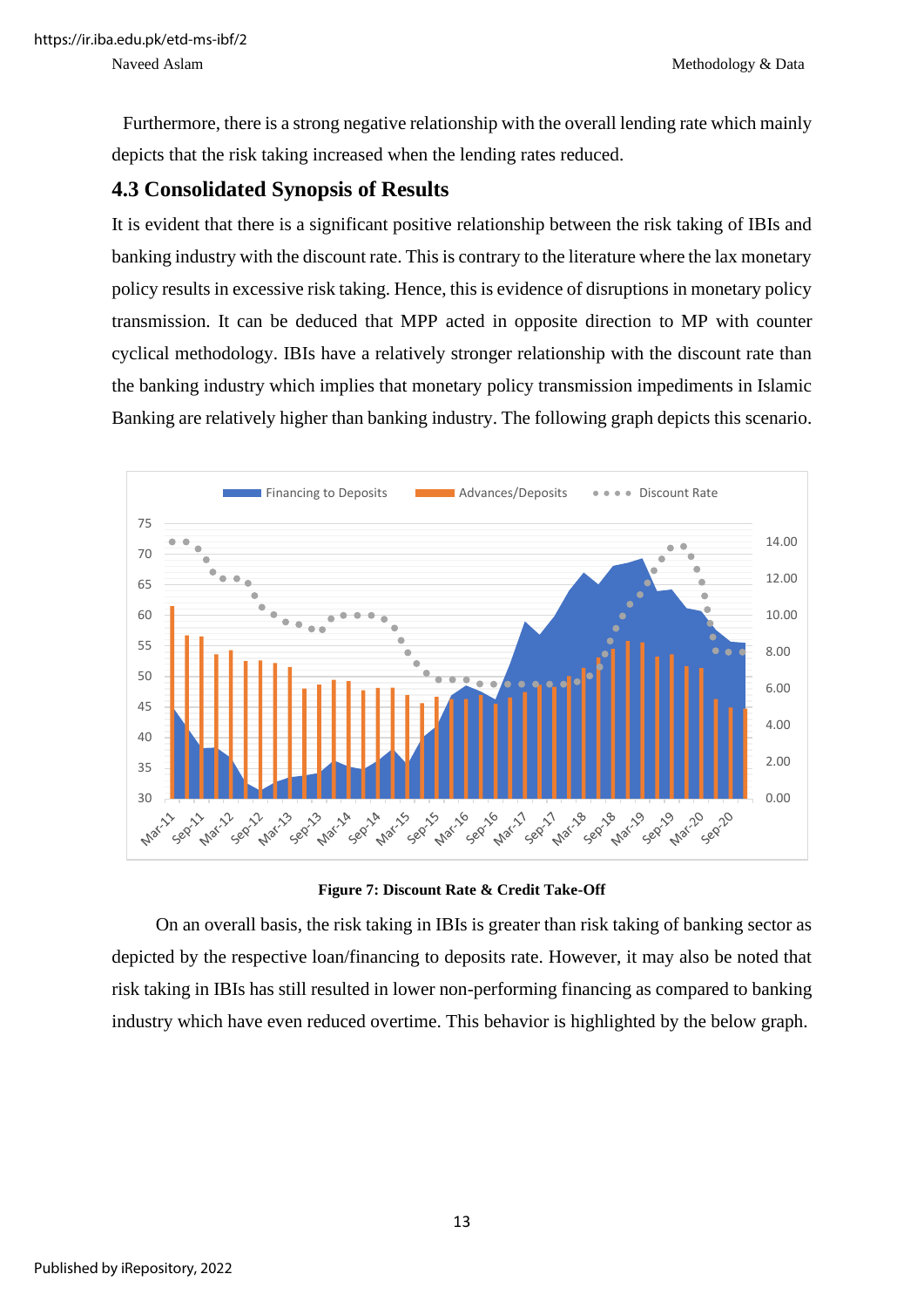Furthermore, there is a strong negative relationship with the overall lending rate which mainly depicts that the risk taking increased when the lending rates reduced.

## 4.3 Consolidated Synopsis of Results

It is evident that there is a significant positive relationship between the risk taking of IBIs and banking industry with the discount rate. This is contrary to the literature where the lax monetary policy results in excessive risk taking. Hence, this is evidence of disruptions in monetary policy transmission. It can be deduced that MPP acted in opposite direction to MP with counter cyclical methodology. IBIs have a relatively stronger relationship with the discount rate than the banking industry which implies that monetary policy transmission impediments in Islamic Banking are relatively higher than banking industry. The following graph depicts this scenario.

**Figure 7: Discount Rate & Credit Take-Off**

On an overall basis, the risk taking in IBIs is greater than risk taking of banking sector as depicted by the respective loan/financing to deposits rate. However, it may also be noted that risk taking in IBIs has still resulted in lower non-performing financing as compared to banking industry which have even reduced overtime. This behavior is highlighted by the below graph.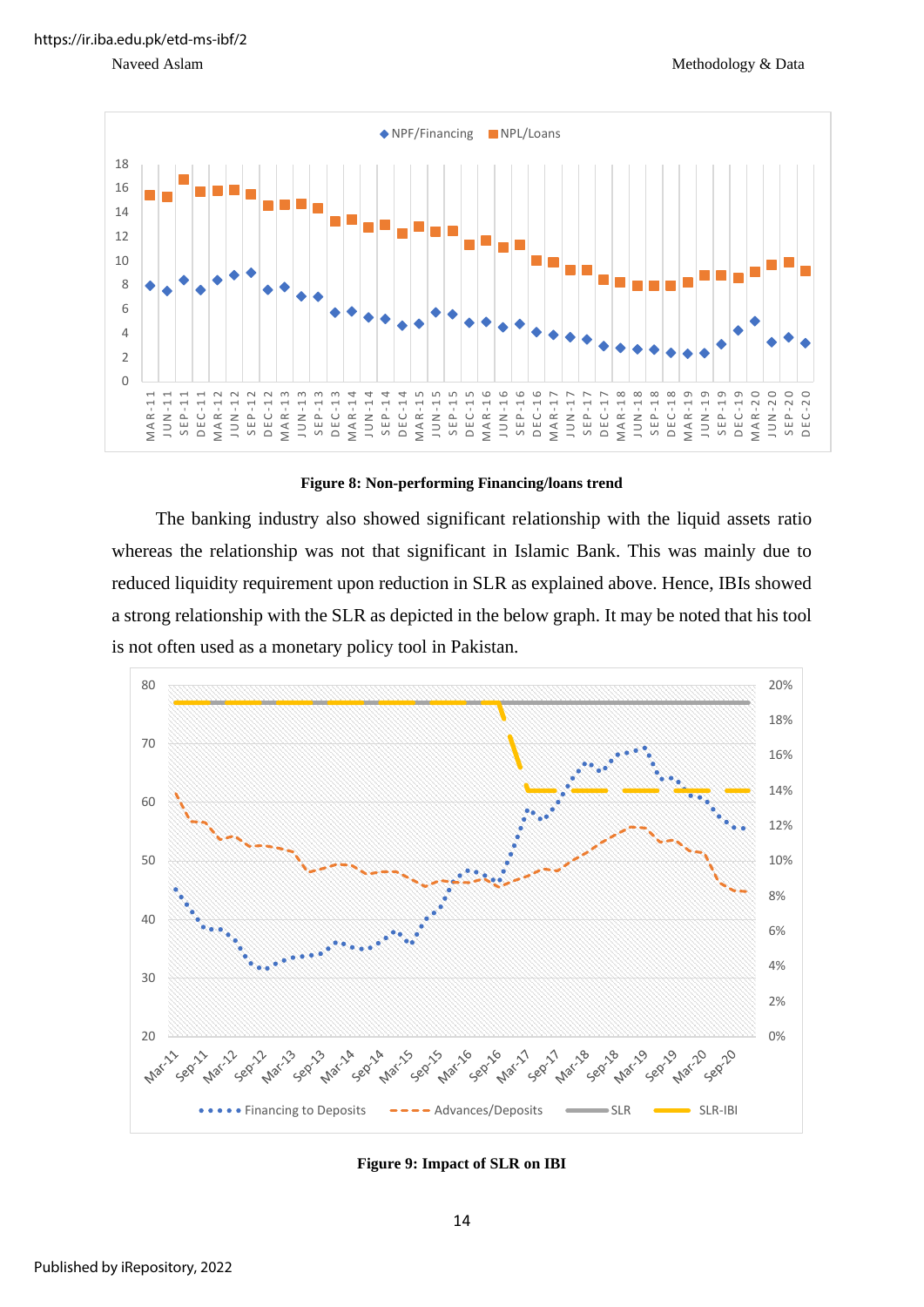**Figure 8: Non-performing Financing/loans trend**

The banking industry also showed significant relationship with the liquid assets ratio whereas the relationship was not that significant in Islamic Bank. This was mainly due to reduced liquidity requirement upon reduction in SLR as explained above. Hence, IBIs showed a strong relationship with the SLR as depicted in the below graph. It may be noted that his tool is not often used as a monetary policy tool in Pakistan.

**Figure 9: Impact of SLR on IBI**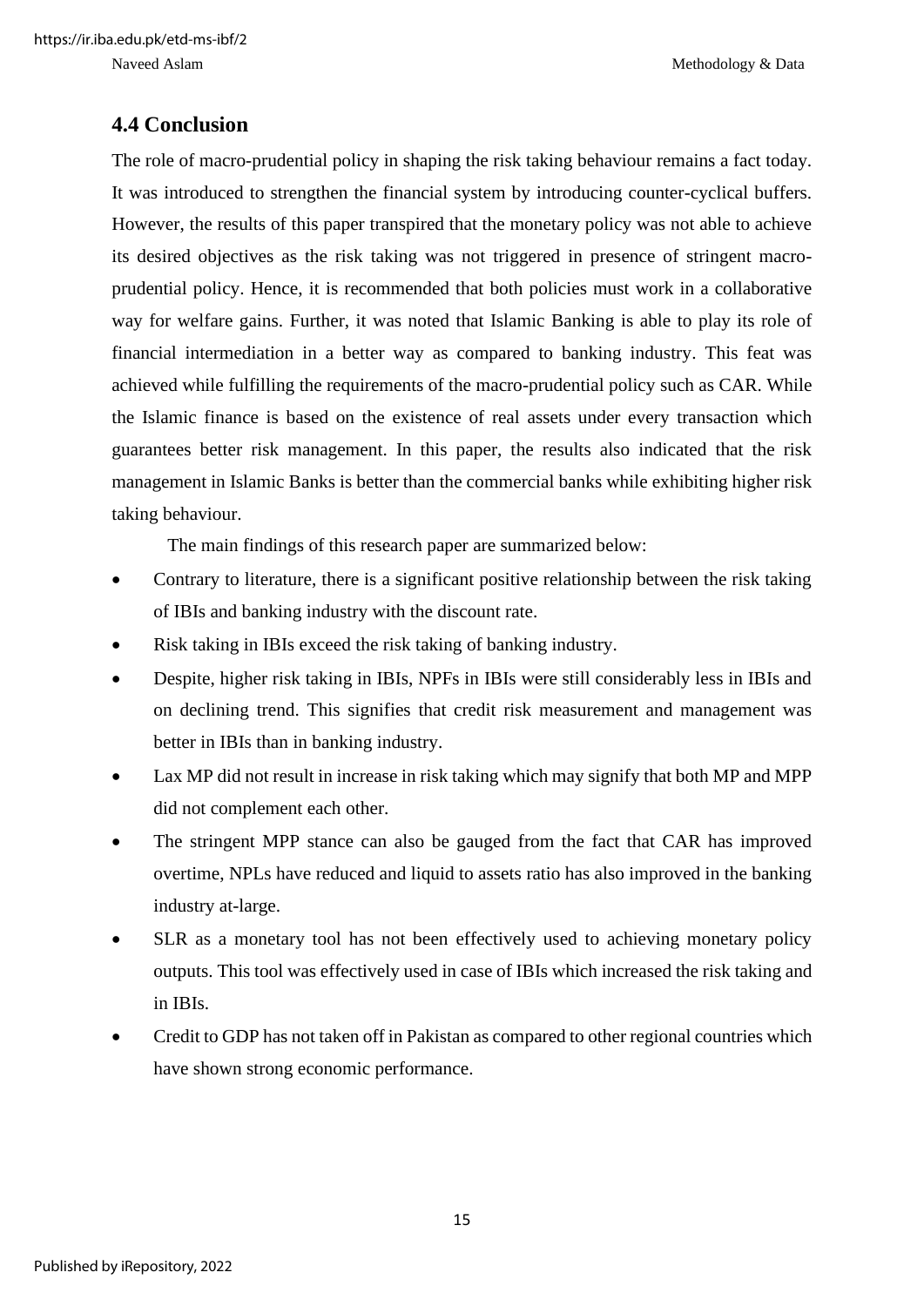## 4.4 Conclusion

The role of macro-prudential policy in shaping the risk taking behaviour remains a fact today. It was introduced to strengthen the financial system by introducing counter-cyclical buffers. However, the results of this paper transpired that the monetary policy was not able to achieve its desired objectives as the risk taking was not triggered in presence of stringent macro-prudential policy. Hence, it is recommended that both policies must work in a collaborative way for welfare gains. Further, it was noted that Islamic Banking is able to play its role of financial intermediation in a better way as compared to banking industry. This feat was achieved while fulfilling the requirements of the macro-prudential policy such as CAR. While the Islamic finance is based on the existence of real assets under every transaction which guarantees better risk management. In this paper, the results also indicated that the risk management in Islamic Banks is better than the commercial banks while exhibiting higher risk taking behaviour.

The main findings of this research paper are summarized below:

- Contrary to literature, there is a significant positive relationship between the risk taking of IBIs and banking industry with the discount rate.
- Risk taking in IBIs exceed the risk taking of banking industry.
- Despite, higher risk taking in IBIs, NPFs in IBIs were still considerably less in IBIs and on declining trend. This signifies that credit risk measurement and management was better in IBIs than in banking industry.
- Lax MP did not result in increase in risk taking which may signify that both MP and MPP did not complement each other.
- The stringent MPP stance can also be gauged from the fact that CAR has improved overtime, NPLs have reduced and liquid to assets ratio has also improved in the banking industry at-large.
- SLR as a monetary tool has not been effectively used to achieving monetary policy outputs. This tool was effectively used in case of IBIs which increased the risk taking and in IBIs.
- Credit to GDP has not taken off in Pakistan as compared to other regional countries which have shown strong economic performance.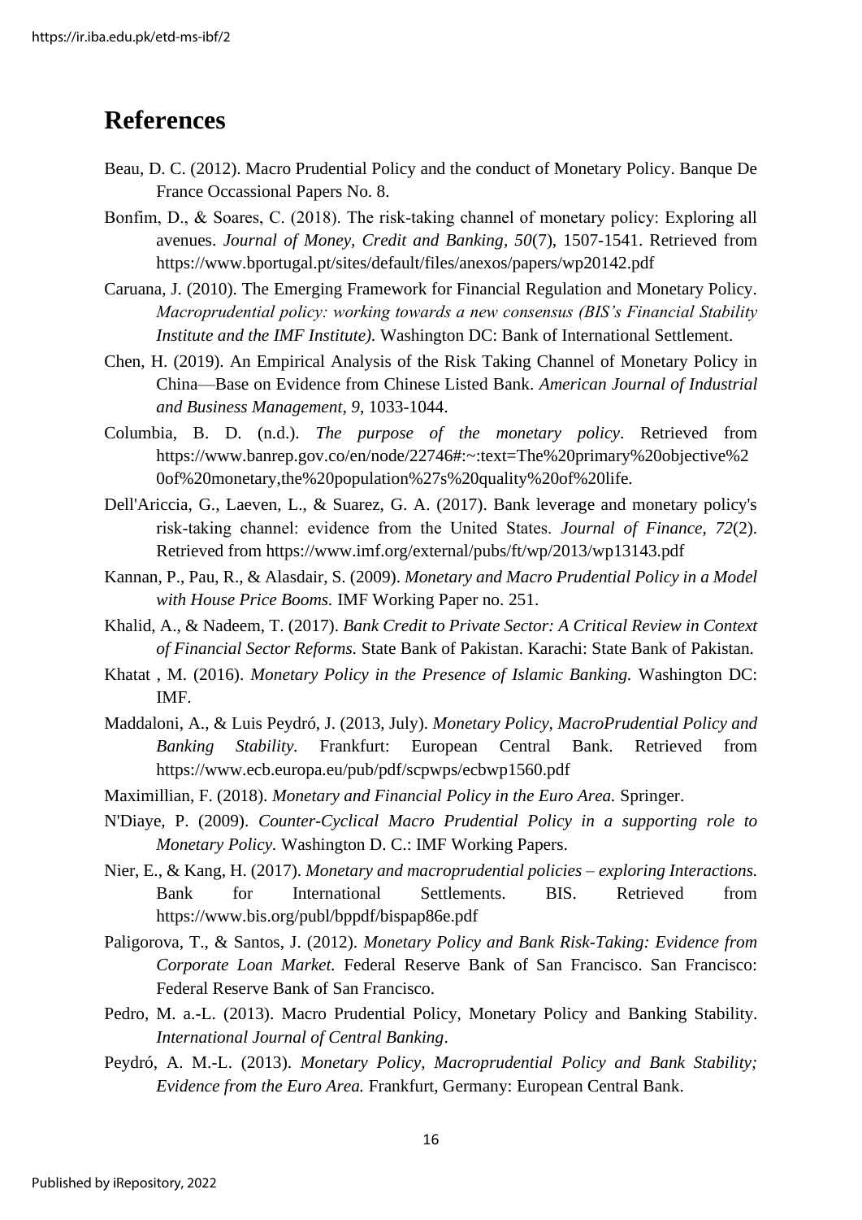# References

Beau, D. C. (2012). Macro Prudential Policy and the conduct of Monetary Policy. Banque De France Occassional Papers No. 8.

Bonfim, D., & Soares, C. (2018). The risk-taking channel of monetary policy: Exploring all avenues. *Journal of Money, Credit and Banking, 50*(7), 1507-1541. Retrieved from https://www.bportugal.pt/sites/default/files/anexos/papers/wp20142.pdf

Caruana, J. (2010). The Emerging Framework for Financial Regulation and Monetary Policy. *Macroprudential policy: working towards a new consensus (BIS's Financial Stability Institute and the IMF Institute).* Washington DC: Bank of International Settlement.

Chen, H. (2019). An Empirical Analysis of the Risk Taking Channel of Monetary Policy in China—Base on Evidence from Chinese Listed Bank. *American Journal of Industrial and Business Management, 9*, 1033-1044.

Columbia, B. D. (n.d.). *The purpose of the monetary policy*. Retrieved from https://www.banrep.gov.co/en/node/22746#:~:text=The%20primary%20objective%20of%20monetary,the%20population%27s%20quality%20of%20life.

Dell'Ariccia, G., Laeven, L., & Suarez, G. A. (2017). Bank leverage and monetary policy's risk-taking channel: evidence from the United States. *Journal of Finance, 72*(2). Retrieved from https://www.imf.org/external/pubs/ft/wp/2013/wp13143.pdf

Kannan, P., Pau, R., & Alasdair, S. (2009). *Monetary and Macro Prudential Policy in a Model with House Price Booms.* IMF Working Paper no. 251.

Khalid, A., & Nadeem, T. (2017). *Bank Credit to Private Sector: A Critical Review in Context of Financial Sector Reforms.* State Bank of Pakistan. Karachi: State Bank of Pakistan.

Khatat , M. (2016). *Monetary Policy in the Presence of Islamic Banking.* Washington DC: IMF.

Maddaloni, A., & Luis Peydró, J. (2013, July). *Monetary Policy, MacroPrudential Policy and Banking Stability.* Frankfurt: European Central Bank. Retrieved from https://www.ecb.europa.eu/pub/pdf/scpwps/ecbwp1560.pdf

Maximillian, F. (2018). *Monetary and Financial Policy in the Euro Area.* Springer.

N'Diaye, P. (2009). *Counter-Cyclical Macro Prudential Policy in a supporting role to Monetary Policy.* Washington D. C.: IMF Working Papers.

Nier, E., & Kang, H. (2017). *Monetary and macroprudential policies – exploring Interactions.* Bank for International Settlements. BIS. Retrieved from https://www.bis.org/publ/bppdf/bispap86e.pdf

Paligorova, T., & Santos, J. (2012). *Monetary Policy and Bank Risk-Taking: Evidence from Corporate Loan Market.* Federal Reserve Bank of San Francisco. San Francisco: Federal Reserve Bank of San Francisco.

Pedro, M. a.-L. (2013). Macro Prudential Policy, Monetary Policy and Banking Stability. *International Journal of Central Banking*.

Peydró, A. M.-L. (2013). *Monetary Policy, Macroprudential Policy and Bank Stability; Evidence from the Euro Area.* Frankfurt, Germany: European Central Bank.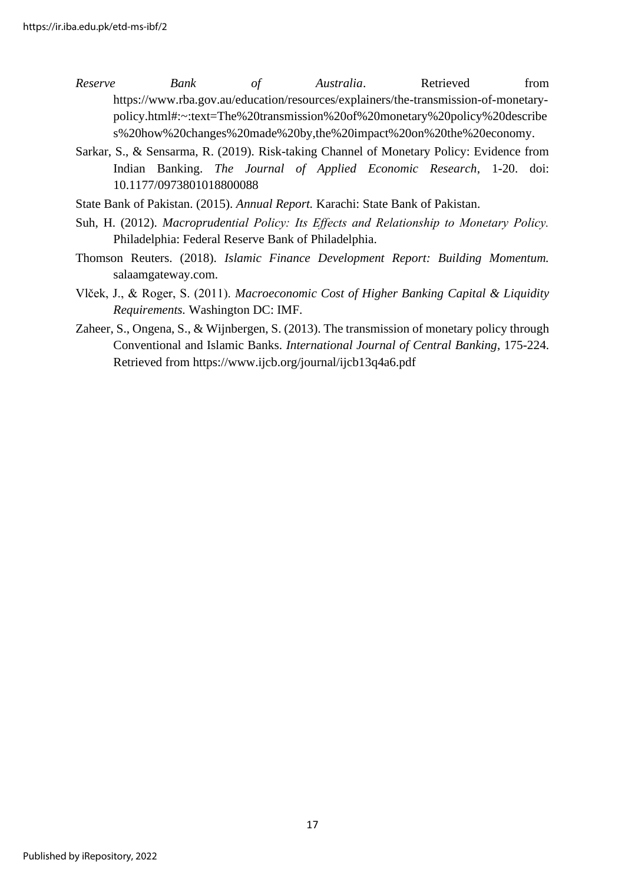*Reserve Bank of Australia*. Retrieved from https://www.rba.gov.au/education/resources/explainers/the-transmission-of-monetary-policy.html#:~:text=The%20transmission%20of%20monetary%20policy%20describes%20how%20changes%20made%20by,the%20impact%20on%20the%20economy.

Sarkar, S., & Sensarma, R. (2019). Risk-taking Channel of Monetary Policy: Evidence from Indian Banking. *The Journal of Applied Economic Research*, 1-20. doi: 10.1177/0973801018800088

State Bank of Pakistan. (2015). *Annual Report.* Karachi: State Bank of Pakistan.

Suh, H. (2012). *Macroprudential Policy: Its Effects and Relationship to Monetary Policy.* Philadelphia: Federal Reserve Bank of Philadelphia.

Thomson Reuters. (2018). *Islamic Finance Development Report: Building Momentum.* salaamgateway.com.

Vlček, J., & Roger, S. (2011). *Macroeconomic Cost of Higher Banking Capital & Liquidity Requirements.* Washington DC: IMF.

Zaheer, S., Ongena, S., & Wijnbergen, S. (2013). The transmission of monetary policy through Conventional and Islamic Banks. *International Journal of Central Banking*, 175-224. Retrieved from https://www.ijcb.org/journal/ijcb13q4a6.pdf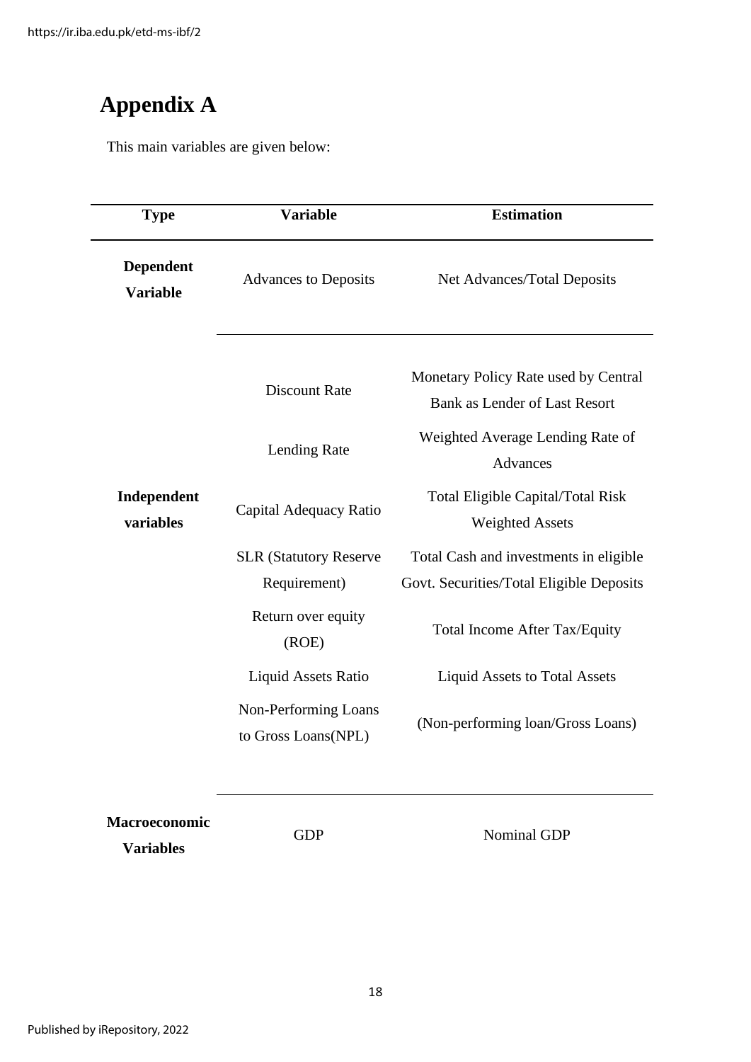# Appendix A

This main variables are given below:

| Type | Variable | Estimation |
|---|---|---|
| **Dependent Variable** | Advances to Deposits | Net Advances/Total Deposits |
| **Independent variables** | Discount Rate | Monetary Policy Rate used by Central Bank as Lender of Last Resort |
| | Lending Rate | Weighted Average Lending Rate of Advances |
| | Capital Adequacy Ratio | Total Eligible Capital/Total Risk Weighted Assets |
| | SLR (Statutory Reserve Requirement) | Total Cash and investments in eligible Govt. Securities/Total Eligible Deposits |
| | Return over equity (ROE) | Total Income After Tax/Equity |
| | Liquid Assets Ratio | Liquid Assets to Total Assets |
| | Non-Performing Loans to Gross Loans(NPL) | (Non-performing loan/Gross Loans) |
| **Macroeconomic Variables** | GDP | Nominal GDP |